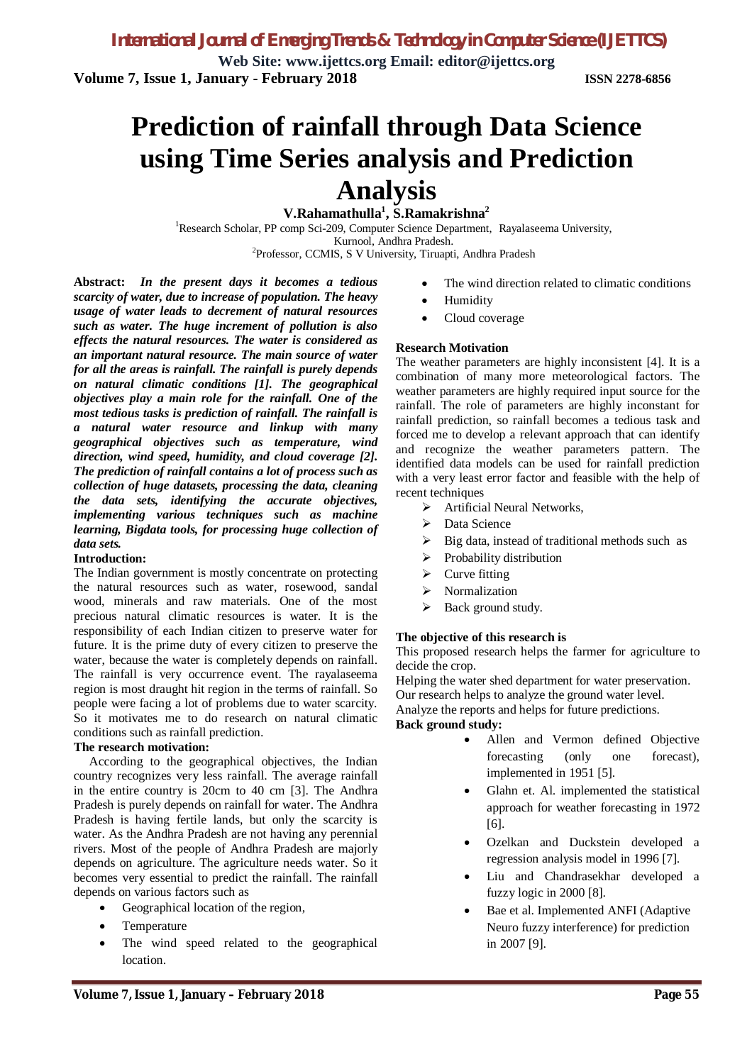# Prediction of rainfall through Data Science using Time Series analysis and Prediction Analysis

**V.Rahamathulla[1], S.Ramakrishna[2]**

[1]Research Scholar, PP comp Sci-209, Computer Science Department, Rayalaseema University, Kurnool, Andhra Pradesh.

[2]Professor, CCMIS, S V University, Tiruapti, Andhra Pradesh

**Abstract:** ***In the present days it becomes a tedious scarcity of water, due to increase of population. The heavy usage of water leads to decrement of natural resources such as water. The huge increment of pollution is also effects the natural resources. The water is considered as an important natural resource. The main source of water for all the areas is rainfall. The rainfall is purely depends on natural climatic conditions [1]. The geographical objectives play a main role for the rainfall. One of the most tedious tasks is prediction of rainfall. The rainfall is a natural water resource and linkup with many geographical objectives such as temperature, wind direction, wind speed, humidity, and cloud coverage [2]. The prediction of rainfall contains a lot of process such as collection of huge datasets, processing the data, cleaning the data sets, identifying the accurate objectives, implementing various techniques such as machine learning, Bigdata tools, for processing huge collection of data sets.***

**Introduction:**

The Indian government is mostly concentrate on protecting the natural resources such as water, rosewood, sandal wood, minerals and raw materials. One of the most precious natural climatic resources is water. It is the responsibility of each Indian citizen to preserve water for future. It is the prime duty of every citizen to preserve the water, because the water is completely depends on rainfall. The rainfall is very occurrence event. The rayalaseema region is most draught hit region in the terms of rainfall. So people were facing a lot of problems due to water scarcity. So it motivates me to do research on natural climatic conditions such as rainfall prediction.

**The research motivation:**

According to the geographical objectives, the Indian country recognizes very less rainfall. The average rainfall in the entire country is 20cm to 40 cm [3]. The Andhra Pradesh is purely depends on rainfall for water. The Andhra Pradesh is having fertile lands, but only the scarcity is water. As the Andhra Pradesh are not having any perennial rivers. Most of the people of Andhra Pradesh are majorly depends on agriculture. The agriculture needs water. So it becomes very essential to predict the rainfall. The rainfall depends on various factors such as

- Geographical location of the region,
- Temperature
- The wind speed related to the geographical location.
- The wind direction related to climatic conditions
- Humidity
- Cloud coverage

**Research Motivation**

The weather parameters are highly inconsistent [4]. It is a combination of many more meteorological factors. The weather parameters are highly required input source for the rainfall. The role of parameters are highly inconstant for rainfall prediction, so rainfall becomes a tedious task and forced me to develop a relevant approach that can identify and recognize the weather parameters pattern. The identified data models can be used for rainfall prediction with a very least error factor and feasible with the help of recent techniques

- ➢ Artificial Neural Networks,
- ➢ Data Science
- ➢ Big data, instead of traditional methods such as
- ➢ Probability distribution
- ➢ Curve fitting
- ➢ Normalization
- ➢ Back ground study.

**The objective of this research is**

This proposed research helps the farmer for agriculture to decide the crop.

Helping the water shed department for water preservation.

Our research helps to analyze the ground water level.

Analyze the reports and helps for future predictions.

**Back ground study:**

- Allen and Vermon defined Objective forecasting (only one forecast), implemented in 1951 [5].
- Glahn et. Al. implemented the statistical approach for weather forecasting in 1972 [6].
- Ozelkan and Duckstein developed a regression analysis model in 1996 [7].
- Liu and Chandrasekhar developed a fuzzy logic in 2000 [8].
- Bae et al. Implemented ANFI (Adaptive Neuro fuzzy interference) for prediction in 2007 [9].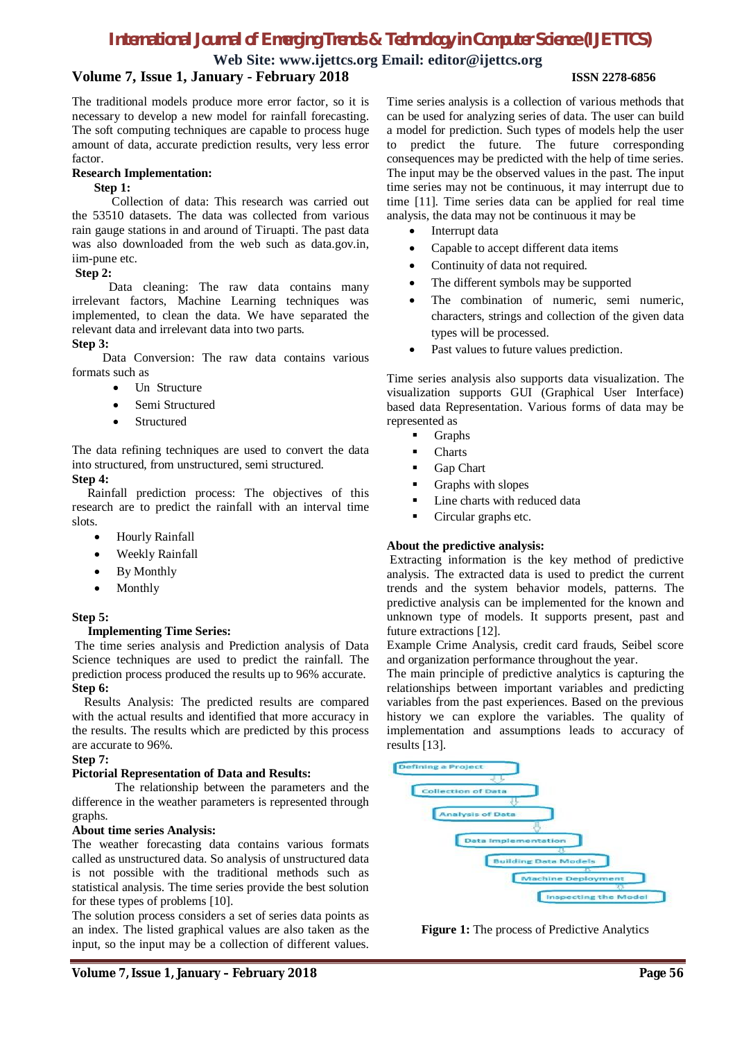The traditional models produce more error factor, so it is necessary to develop a new model for rainfall forecasting. The soft computing techniques are capable to process huge amount of data, accurate prediction results, very less error factor.

**Research Implementation:**

**Step 1:**

Collection of data: This research was carried out the 53510 datasets. The data was collected from various rain gauge stations in and around of Tiruapti. The past data was also downloaded from the web such as data.gov.in, iim-pune etc.

**Step 2:**

Data cleaning: The raw data contains many irrelevant factors, Machine Learning techniques was implemented, to clean the data. We have separated the relevant data and irrelevant data into two parts.

**Step 3:**

Data Conversion: The raw data contains various formats such as

- Un Structure
- Semi Structured
- Structured

The data refining techniques are used to convert the data into structured, from unstructured, semi structured.

**Step 4:**

Rainfall prediction process: The objectives of this research are to predict the rainfall with an interval time slots.

- Hourly Rainfall
- Weekly Rainfall
- By Monthly
- Monthly

**Step 5:**

**Implementing Time Series:**

The time series analysis and Prediction analysis of Data Science techniques are used to predict the rainfall. The prediction process produced the results up to 96% accurate.

**Step 6:**

Results Analysis: The predicted results are compared with the actual results and identified that more accuracy in the results. The results which are predicted by this process are accurate to 96%.

**Step 7:**

**Pictorial Representation of Data and Results:**

The relationship between the parameters and the difference in the weather parameters is represented through graphs.

**About time series Analysis:**

The weather forecasting data contains various formats called as unstructured data. So analysis of unstructured data is not possible with the traditional methods such as statistical analysis. The time series provide the best solution for these types of problems [10].

The solution process considers a set of series data points as an index. The listed graphical values are also taken as the input, so the input may be a collection of different values.

Time series analysis is a collection of various methods that can be used for analyzing series of data. The user can build a model for prediction. Such types of models help the user to predict the future. The future corresponding consequences may be predicted with the help of time series. The input may be the observed values in the past. The input time series may not be continuous, it may interrupt due to time [11]. Time series data can be applied for real time analysis, the data may not be continuous it may be

- Interrupt data
- Capable to accept different data items
- Continuity of data not required.
- The different symbols may be supported
- The combination of numeric, semi numeric, characters, strings and collection of the given data types will be processed.
- Past values to future values prediction.

Time series analysis also supports data visualization. The visualization supports GUI (Graphical User Interface) based data Representation. Various forms of data may be represented as

- Graphs
- Charts
- Gap Chart
- Graphs with slopes
- Line charts with reduced data
- Circular graphs etc.

**About the predictive analysis:**

Extracting information is the key method of predictive analysis. The extracted data is used to predict the current trends and the system behavior models, patterns. The predictive analysis can be implemented for the known and unknown type of models. It supports present, past and future extractions [12].

Example Crime Analysis, credit card frauds, Seibel score and organization performance throughout the year.

The main principle of predictive analytics is capturing the relationships between important variables and predicting variables from the past experiences. Based on the previous history we can explore the variables. The quality of implementation and assumptions leads to accuracy of results [13].

Defining a Project → Collection of Data → Analysis of Data → Data Implementation → Building Data Models → Machine Deployment → Inspecting the Model

**Figure 1:** The process of Predictive Analytics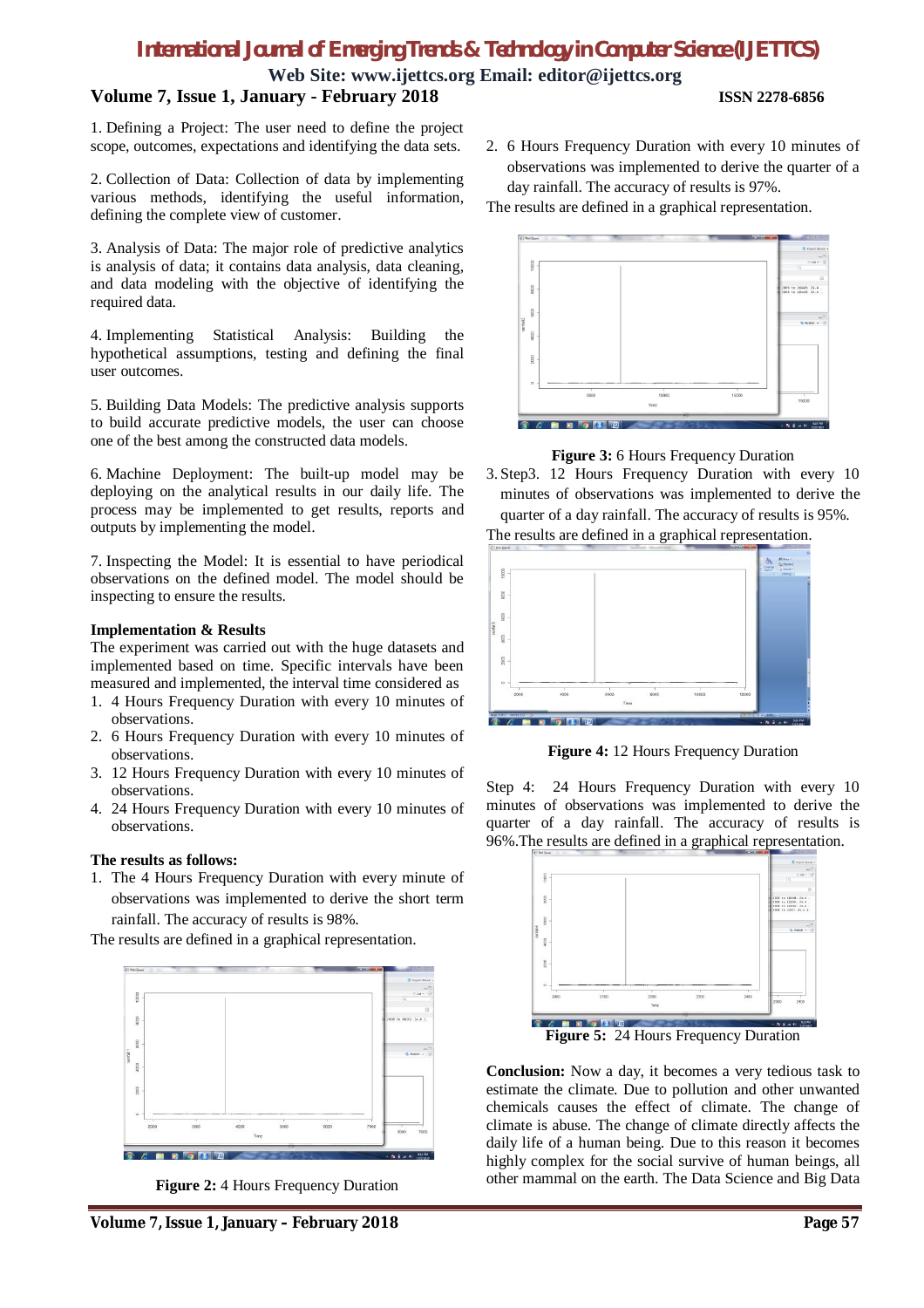1. Defining a Project: The user need to define the project scope, outcomes, expectations and identifying the data sets.

2. Collection of Data: Collection of data by implementing various methods, identifying the useful information, defining the complete view of customer.

3. Analysis of Data: The major role of predictive analytics is analysis of data; it contains data analysis, data cleaning, and data modeling with the objective of identifying the required data.

4. Implementing Statistical Analysis: Building the hypothetical assumptions, testing and defining the final user outcomes.

5. Building Data Models: The predictive analysis supports to build accurate predictive models, the user can choose one of the best among the constructed data models.

6. Machine Deployment: The built-up model may be deploying on the analytical results in our daily life. The process may be implemented to get results, reports and outputs by implementing the model.

7. Inspecting the Model: It is essential to have periodical observations on the defined model. The model should be inspecting to ensure the results.

**Implementation & Results**

The experiment was carried out with the huge datasets and implemented based on time. Specific intervals have been measured and implemented, the interval time considered as

1. 4 Hours Frequency Duration with every 10 minutes of observations.
2. 6 Hours Frequency Duration with every 10 minutes of observations.
3. 12 Hours Frequency Duration with every 10 minutes of observations.
4. 24 Hours Frequency Duration with every 10 minutes of observations.

**The results as follows:**

1. The 4 Hours Frequency Duration with every minute of observations was implemented to derive the short term rainfall. The accuracy of results is 98%.

The results are defined in a graphical representation.

**Figure 2:** 4 Hours Frequency Duration

2. 6 Hours Frequency Duration with every 10 minutes of observations was implemented to derive the quarter of a day rainfall. The accuracy of results is 97%.

The results are defined in a graphical representation.

**Figure 3:** 6 Hours Frequency Duration

3. Step3. 12 Hours Frequency Duration with every 10 minutes of observations was implemented to derive the quarter of a day rainfall. The accuracy of results is 95%.

The results are defined in a graphical representation.

**Figure 4:** 12 Hours Frequency Duration

Step 4: 24 Hours Frequency Duration with every 10 minutes of observations was implemented to derive the quarter of a day rainfall. The accuracy of results is 96%.The results are defined in a graphical representation.

**Figure 5:** 24 Hours Frequency Duration

**Conclusion:** Now a day, it becomes a very tedious task to estimate the climate. Due to pollution and other unwanted chemicals causes the effect of climate. The change of climate is abuse. The change of climate directly affects the daily life of a human being. Due to this reason it becomes highly complex for the social survive of human beings, all other mammal on the earth. The Data Science and Big Data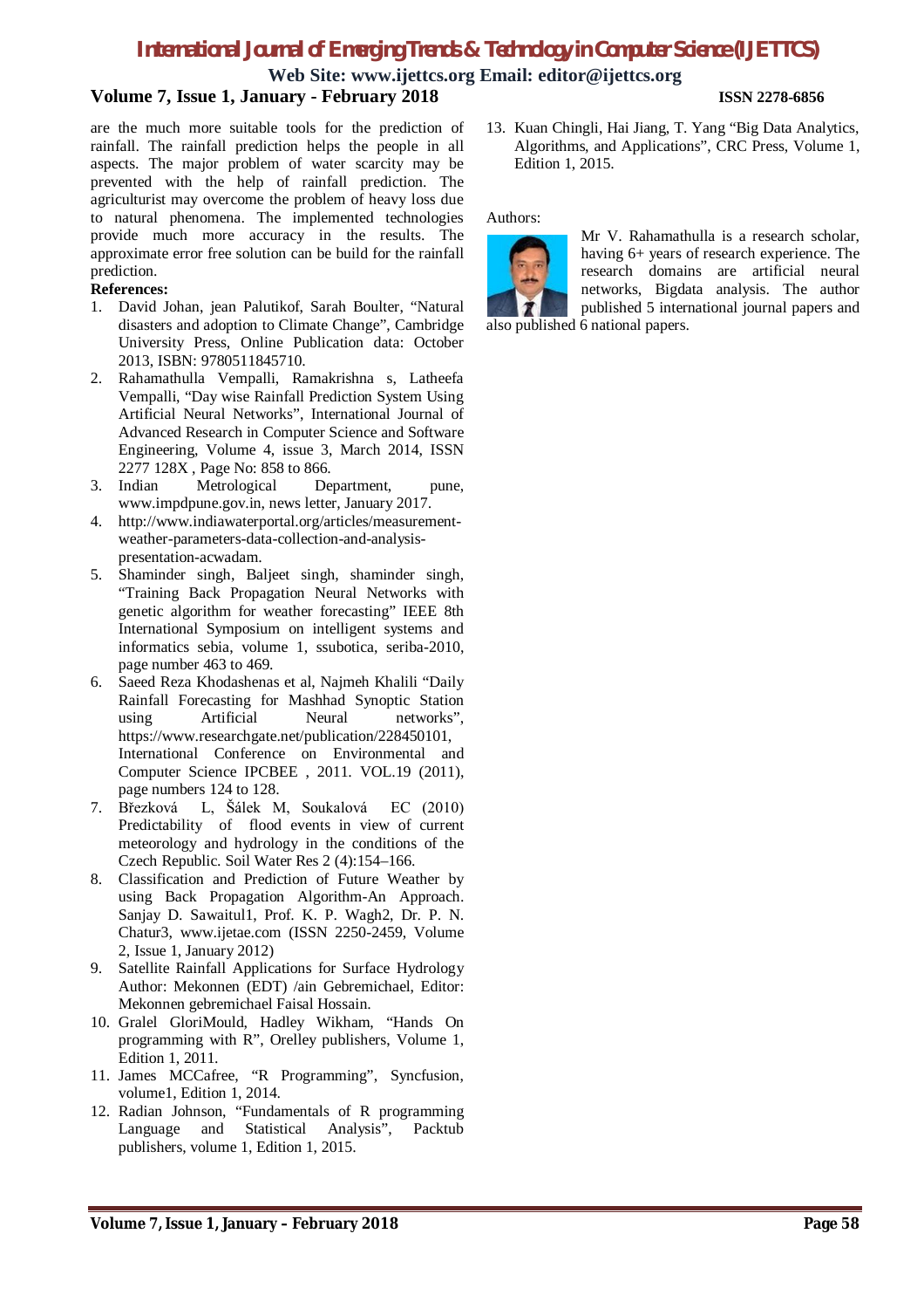are the much more suitable tools for the prediction of rainfall. The rainfall prediction helps the people in all aspects. The major problem of water scarcity may be prevented with the help of rainfall prediction. The agriculturist may overcome the problem of heavy loss due to natural phenomena. The implemented technologies provide much more accuracy in the results. The approximate error free solution can be build for the rainfall prediction.

**References:**

1. David Johan, jean Palutikof, Sarah Boulter, "Natural disasters and adoption to Climate Change", Cambridge University Press, Online Publication data: October 2013, ISBN: 9780511845710.
2. Rahamathulla Vempalli, Ramakrishna s, Latheefa Vempalli, "Day wise Rainfall Prediction System Using Artificial Neural Networks", International Journal of Advanced Research in Computer Science and Software Engineering, Volume 4, issue 3, March 2014, ISSN 2277 128X , Page No: 858 to 866.
3. Indian Metrological Department, pune, www.impdpune.gov.in, news letter, January 2017.
4. http://www.indiawaterportal.org/articles/measurement-weather-parameters-data-collection-and-analysis-presentation-acwadam.
5. Shaminder singh, Baljeet singh, shaminder singh, "Training Back Propagation Neural Networks with genetic algorithm for weather forecasting" IEEE 8th International Symposium on intelligent systems and informatics sebia, volume 1, ssubotica, seriba-2010, page number 463 to 469.
6. Saeed Reza Khodashenas et al, Najmeh Khalili "Daily Rainfall Forecasting for Mashhad Synoptic Station using Artificial Neural networks", https://www.researchgate.net/publication/228450101, International Conference on Environmental and Computer Science IPCBEE , 2011. VOL.19 (2011), page numbers 124 to 128.
7. Březková L, Šálek M, Soukalová EC (2010) Predictability of flood events in view of current meteorology and hydrology in the conditions of the Czech Republic. Soil Water Res 2 (4):154–166.
8. Classification and Prediction of Future Weather by using Back Propagation Algorithm-An Approach. Sanjay D. Sawaitul1, Prof. K. P. Wagh2, Dr. P. N. Chatur3, www.ijetae.com (ISSN 2250-2459, Volume 2, Issue 1, January 2012)
9. Satellite Rainfall Applications for Surface Hydrology Author: Mekonnen (EDT) /ain Gebremichael, Editor: Mekonnen gebremichael Faisal Hossain.
10. Gralel GloriMould, Hadley Wikham, "Hands On programming with R", Orelley publishers, Volume 1, Edition 1, 2011.
11. James MCCafree, "R Programming", Syncfusion, volume1, Edition 1, 2014.
12. Radian Johnson, "Fundamentals of R programming Language and Statistical Analysis", Packtub publishers, volume 1, Edition 1, 2015.
13. Kuan Chingli, Hai Jiang, T. Yang "Big Data Analytics, Algorithms, and Applications", CRC Press, Volume 1, Edition 1, 2015.

Authors:

Mr V. Rahamathulla is a research scholar, having 6+ years of research experience. The research domains are artificial neural networks, Bigdata analysis. The author published 5 international journal papers and also published 6 national papers.